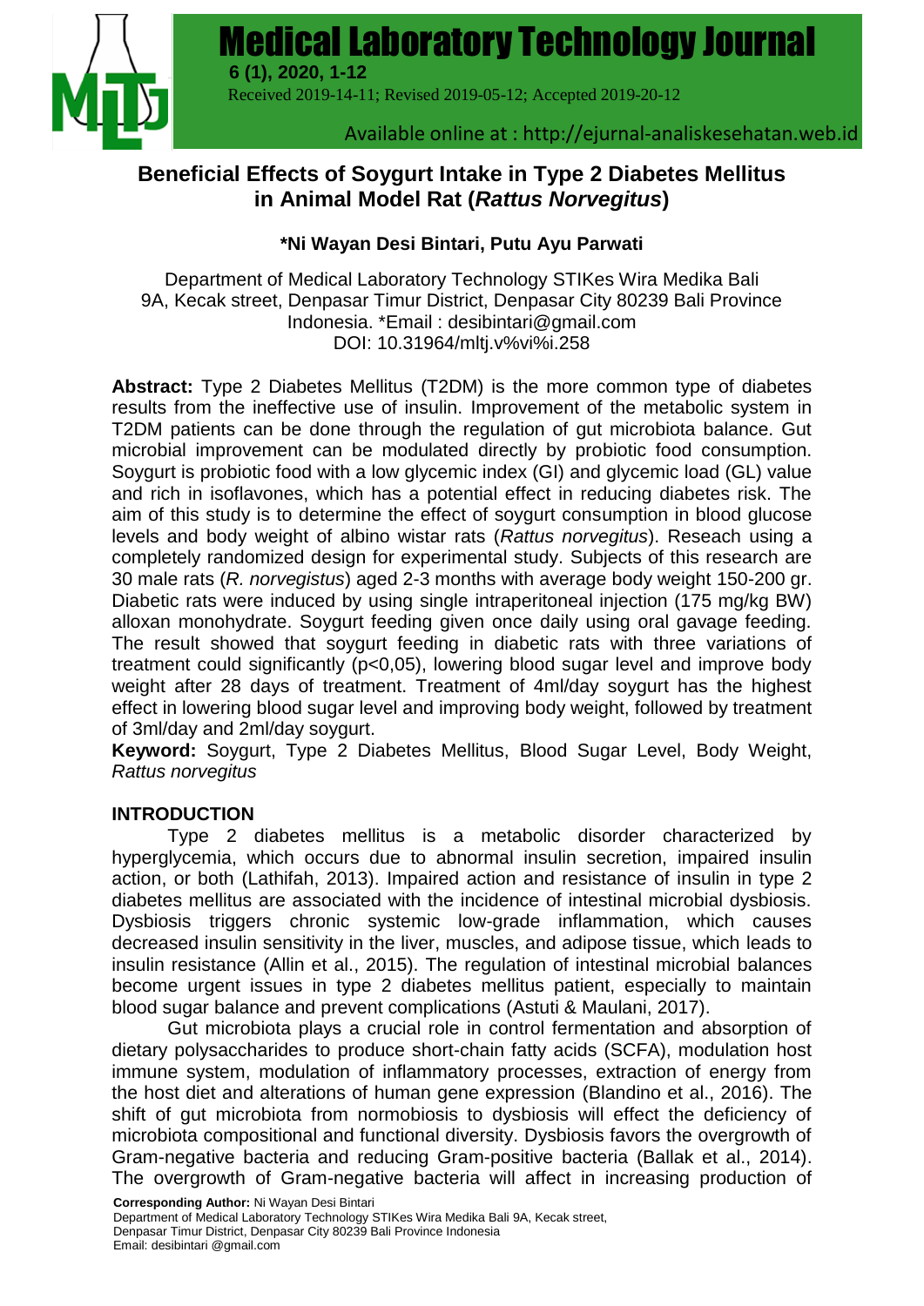# Beneficial Effects of Soygurt Intake in Type 2 Diabetes Mellitus in Animal Model Rat (*Rattus Norvegitus*)

**\*Ni Wayan Desi Bintari, Putu Ayu Parwati**

Department of Medical Laboratory Technology STIKes Wira Medika Bali
9A, Kecak street, Denpasar Timur District, Denpasar City 80239 Bali Province Indonesia. *Email : desibintari@gmail.com
DOI: 10.31964/mltj.v%vi%i.258

**Abstract:** Type 2 Diabetes Mellitus (T2DM) is the more common type of diabetes results from the ineffective use of insulin. Improvement of the metabolic system in T2DM patients can be done through the regulation of gut microbiota balance. Gut microbial improvement can be modulated directly by probiotic food consumption. Soygurt is probiotic food with a low glycemic index (GI) and glycemic load (GL) value and rich in isoflavones, which has a potential effect in reducing diabetes risk. The aim of this study is to determine the effect of soygurt consumption in blood glucose levels and body weight of albino wistar rats (*Rattus norvegitus*). Reseach using a completely randomized design for experimental study. Subjects of this research are 30 male rats (*R. norvegistus*) aged 2-3 months with average body weight 150-200 gr. Diabetic rats were induced by using single intraperitoneal injection (175 mg/kg BW) alloxan monohydrate. Soygurt feeding given once daily using oral gavage feeding. The result showed that soygurt feeding in diabetic rats with three variations of treatment could significantly ($p<0,05$), lowering blood sugar level and improve body weight after 28 days of treatment. Treatment of 4ml/day soygurt has the highest effect in lowering blood sugar level and improving body weight, followed by treatment of 3ml/day and 2ml/day soygurt.

**Keyword:** Soygurt, Type 2 Diabetes Mellitus, Blood Sugar Level, Body Weight, *Rattus norvegitus*

## INTRODUCTION

Type 2 diabetes mellitus is a metabolic disorder characterized by hyperglycemia, which occurs due to abnormal insulin secretion, impaired insulin action, or both (Lathifah, 2013). Impaired action and resistance of insulin in type 2 diabetes mellitus are associated with the incidence of intestinal microbial dysbiosis. Dysbiosis triggers chronic systemic low-grade inflammation, which causes decreased insulin sensitivity in the liver, muscles, and adipose tissue, which leads to insulin resistance (Allin et al., 2015). The regulation of intestinal microbial balances become urgent issues in type 2 diabetes mellitus patient, especially to maintain blood sugar balance and prevent complications (Astuti & Maulani, 2017).

Gut microbiota plays a crucial role in control fermentation and absorption of dietary polysaccharides to produce short-chain fatty acids (SCFA), modulation host immune system, modulation of inflammatory processes, extraction of energy from the host diet and alterations of human gene expression (Blandino et al., 2016). The shift of gut microbiota from normobiosis to dysbiosis will effect the deficiency of microbiota compositional and functional diversity. Dysbiosis favors the overgrowth of Gram-negative bacteria and reducing Gram-positive bacteria (Ballak et al., 2014). The overgrowth of Gram-negative bacteria will affect in increasing production of

**Corresponding Author:** Ni Wayan Desi Bintari
Department of Medical Laboratory Technology STIKes Wira Medika Bali 9A, Kecak street, Denpasar Timur District, Denpasar City 80239 Bali Province Indonesia
Email: desibintari @gmail.com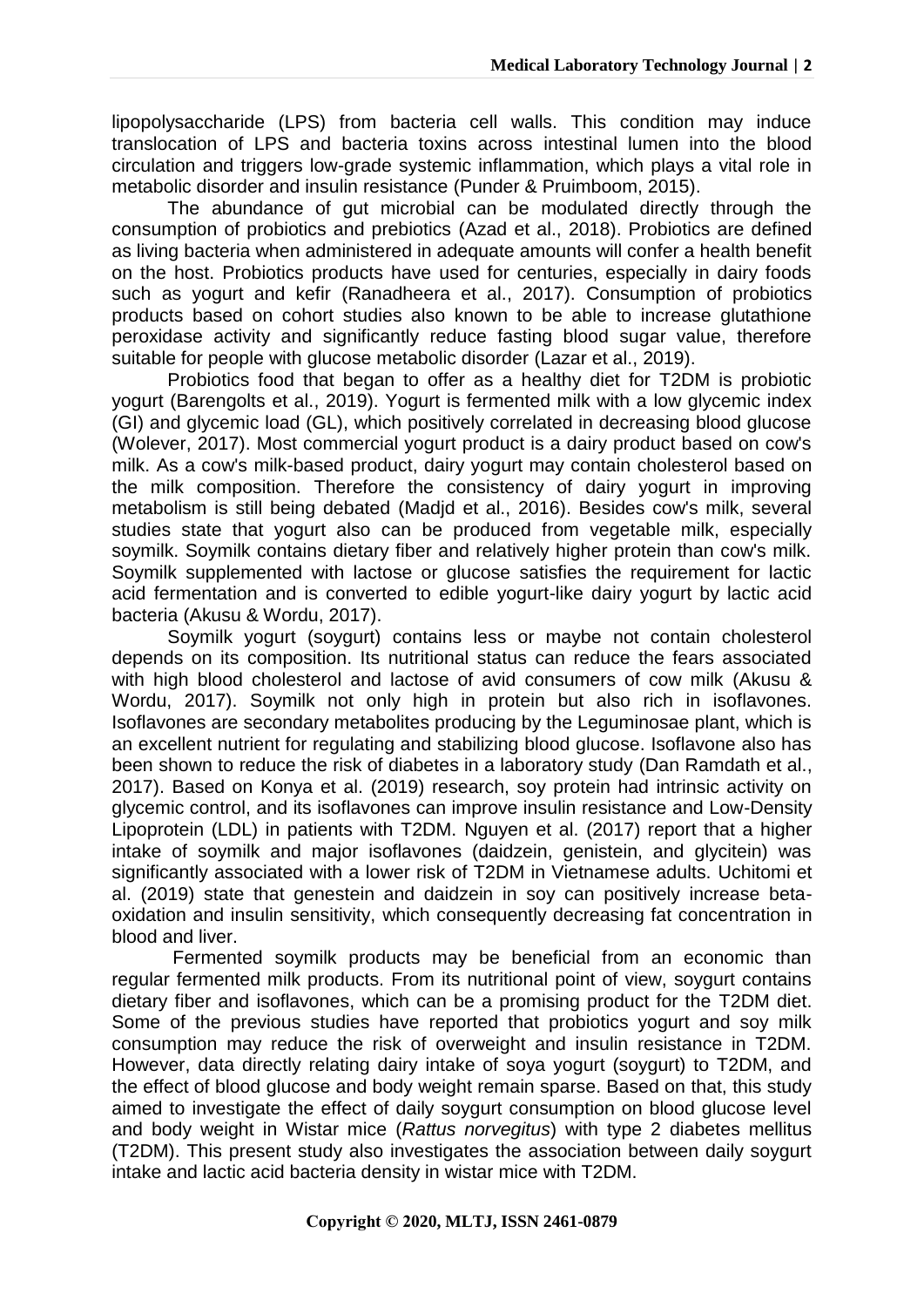lipopolysaccharide (LPS) from bacteria cell walls. This condition may induce translocation of LPS and bacteria toxins across intestinal lumen into the blood circulation and triggers low-grade systemic inflammation, which plays a vital role in metabolic disorder and insulin resistance (Punder & Pruimboom, 2015).

The abundance of gut microbial can be modulated directly through the consumption of probiotics and prebiotics (Azad et al., 2018). Probiotics are defined as living bacteria when administered in adequate amounts will confer a health benefit on the host. Probiotics products have used for centuries, especially in dairy foods such as yogurt and kefir (Ranadheera et al., 2017). Consumption of probiotics products based on cohort studies also known to be able to increase glutathione peroxidase activity and significantly reduce fasting blood sugar value, therefore suitable for people with glucose metabolic disorder (Lazar et al., 2019).

Probiotics food that began to offer as a healthy diet for T2DM is probiotic yogurt (Barengolts et al., 2019). Yogurt is fermented milk with a low glycemic index (GI) and glycemic load (GL), which positively correlated in decreasing blood glucose (Wolever, 2017). Most commercial yogurt product is a dairy product based on cow's milk. As a cow's milk-based product, dairy yogurt may contain cholesterol based on the milk composition. Therefore the consistency of dairy yogurt in improving metabolism is still being debated (Madjd et al., 2016). Besides cow's milk, several studies state that yogurt also can be produced from vegetable milk, especially soymilk. Soymilk contains dietary fiber and relatively higher protein than cow's milk. Soymilk supplemented with lactose or glucose satisfies the requirement for lactic acid fermentation and is converted to edible yogurt-like dairy yogurt by lactic acid bacteria (Akusu & Wordu, 2017).

Soymilk yogurt (soygurt) contains less or maybe not contain cholesterol depends on its composition. Its nutritional status can reduce the fears associated with high blood cholesterol and lactose of avid consumers of cow milk (Akusu & Wordu, 2017). Soymilk not only high in protein but also rich in isoflavones. Isoflavones are secondary metabolites producing by the Leguminosae plant, which is an excellent nutrient for regulating and stabilizing blood glucose. Isoflavone also has been shown to reduce the risk of diabetes in a laboratory study (Dan Ramdath et al., 2017). Based on Konya et al. (2019) research, soy protein had intrinsic activity on glycemic control, and its isoflavones can improve insulin resistance and Low-Density Lipoprotein (LDL) in patients with T2DM. Nguyen et al. (2017) report that a higher intake of soymilk and major isoflavones (daidzein, genistein, and glycitein) was significantly associated with a lower risk of T2DM in Vietnamese adults. Uchitomi et al. (2019) state that genestein and daidzein in soy can positively increase beta-oxidation and insulin sensitivity, which consequently decreasing fat concentration in blood and liver.

Fermented soymilk products may be beneficial from an economic than regular fermented milk products. From its nutritional point of view, soygurt contains dietary fiber and isoflavones, which can be a promising product for the T2DM diet. Some of the previous studies have reported that probiotics yogurt and soy milk consumption may reduce the risk of overweight and insulin resistance in T2DM. However, data directly relating dairy intake of soya yogurt (soygurt) to T2DM, and the effect of blood glucose and body weight remain sparse. Based on that, this study aimed to investigate the effect of daily soygurt consumption on blood glucose level and body weight in Wistar mice (*Rattus norvegitus*) with type 2 diabetes mellitus (T2DM). This present study also investigates the association between daily soygurt intake and lactic acid bacteria density in wistar mice with T2DM.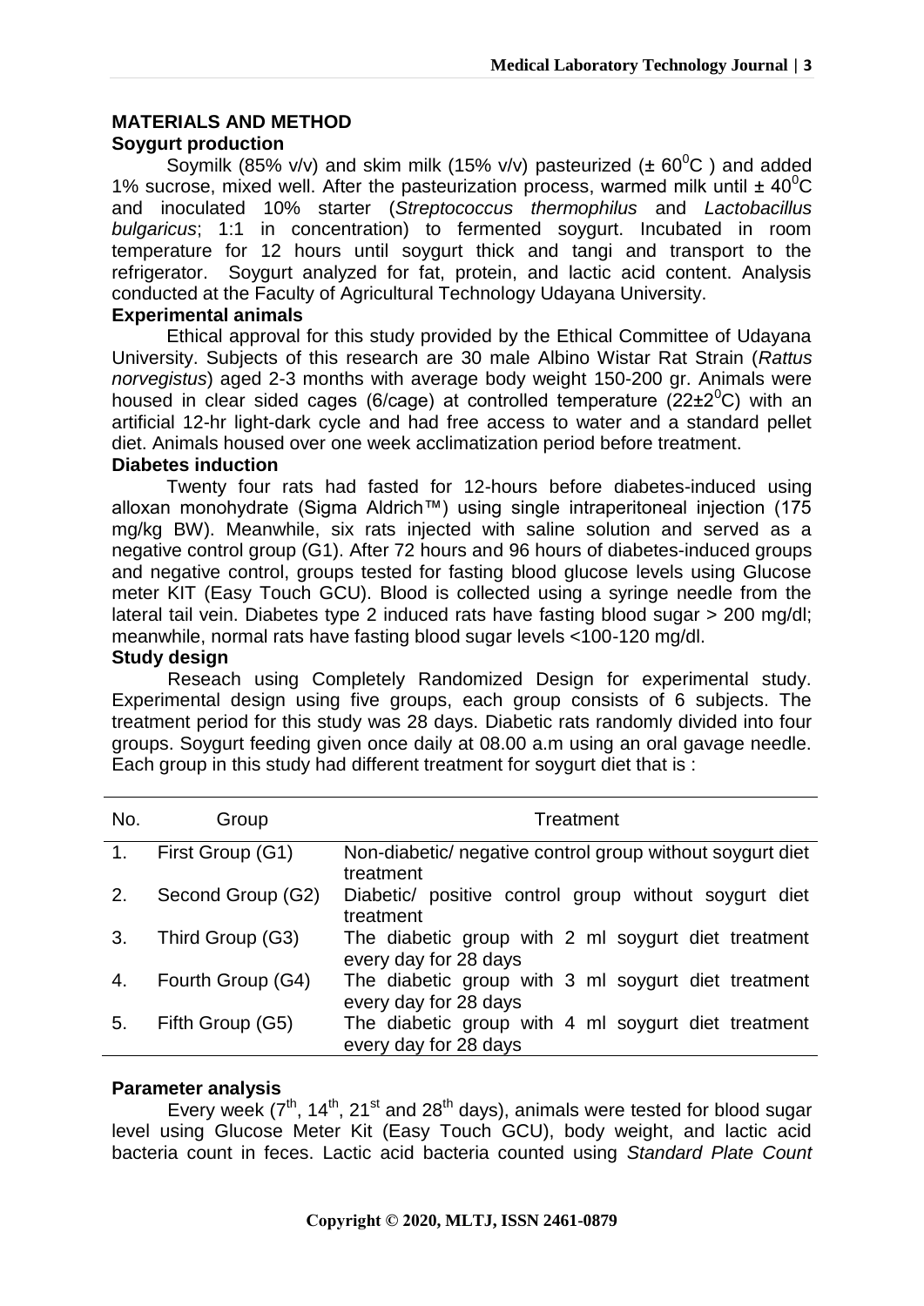## MATERIALS AND METHOD

### Soygurt production

Soymilk (85% v/v) and skim milk (15% v/v) pasteurized ($\pm$ $60^0$C ) and added 1% sucrose, mixed well. After the pasteurization process, warmed milk until $\pm$ $40^0$C and inoculated 10% starter (*Streptococcus thermophilus* and *Lactobacillus bulgaricus*; 1:1 in concentration) to fermented soygurt. Incubated in room temperature for 12 hours until soygurt thick and tangi and transport to the refrigerator. Soygurt analyzed for fat, protein, and lactic acid content. Analysis conducted at the Faculty of Agricultural Technology Udayana University.

### Experimental animals

Ethical approval for this study provided by the Ethical Committee of Udayana University. Subjects of this research are 30 male Albino Wistar Rat Strain (*Rattus norvegistus*) aged 2-3 months with average body weight 150-200 gr. Animals were housed in clear sided cages (6/cage) at controlled temperature ($22\pm2^0$C) with an artificial 12-hr light-dark cycle and had free access to water and a standard pellet diet. Animals housed over one week acclimatization period before treatment.

### Diabetes induction

Twenty four rats had fasted for 12-hours before diabetes-induced using alloxan monohydrate (Sigma Aldrich™) using single intraperitoneal injection (175 mg/kg BW). Meanwhile, six rats injected with saline solution and served as a negative control group (G1). After 72 hours and 96 hours of diabetes-induced groups and negative control, groups tested for fasting blood glucose levels using Glucose meter KIT (Easy Touch GCU). Blood is collected using a syringe needle from the lateral tail vein. Diabetes type 2 induced rats have fasting blood sugar > 200 mg/dl; meanwhile, normal rats have fasting blood sugar levels <100-120 mg/dl.

### Study design

Reseach using Completely Randomized Design for experimental study. Experimental design using five groups, each group consists of 6 subjects. The treatment period for this study was 28 days. Diabetic rats randomly divided into four groups. Soygurt feeding given once daily at 08.00 a.m using an oral gavage needle. Each group in this study had different treatment for soygurt diet that is :

| No. | Group | Treatment |
|---|---|---|
| 1. | First Group (G1) | Non-diabetic/ negative control group without soygurt diet treatment |
| 2. | Second Group (G2) | Diabetic/ positive control group without soygurt diet treatment |
| 3. | Third Group (G3) | The diabetic group with 2 ml soygurt diet treatment every day for 28 days |
| 4. | Fourth Group (G4) | The diabetic group with 3 ml soygurt diet treatment every day for 28 days |
| 5. | Fifth Group (G5) | The diabetic group with 4 ml soygurt diet treatment every day for 28 days |

### Parameter analysis

Every week ($7^{th}$, $14^{th}$, $21^{st}$ and $28^{th}$ days), animals were tested for blood sugar level using Glucose Meter Kit (Easy Touch GCU), body weight, and lactic acid bacteria count in feces. Lactic acid bacteria counted using *Standard Plate Count*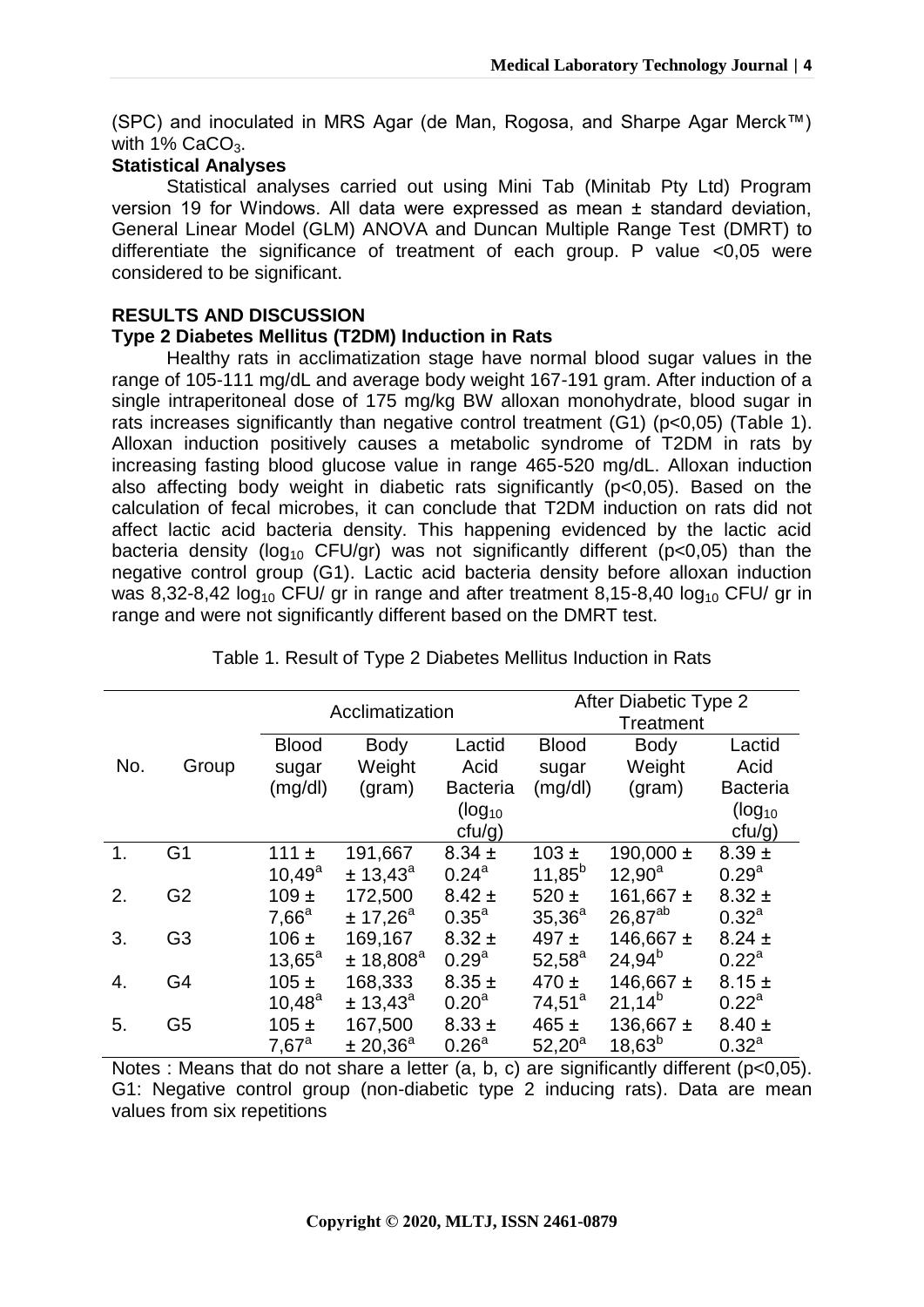(SPC) and inoculated in MRS Agar (de Man, Rogosa, and Sharpe Agar Merck™) with 1% $CaCO_3$.

**Statistical Analyses**

Statistical analyses carried out using Mini Tab (Minitab Pty Ltd) Program version 19 for Windows. All data were expressed as mean ± standard deviation, General Linear Model (GLM) ANOVA and Duncan Multiple Range Test (DMRT) to differentiate the significance of treatment of each group. P value <0,05 were considered to be significant.

## RESULTS AND DISCUSSION

**Type 2 Diabetes Mellitus (T2DM) Induction in Rats**

Healthy rats in acclimatization stage have normal blood sugar values in the range of 105-111 mg/dL and average body weight 167-191 gram. After induction of a single intraperitoneal dose of 175 mg/kg BW alloxan monohydrate, blood sugar in rats increases significantly than negative control treatment (G1) ($p<0,05$) (Table 1). Alloxan induction positively causes a metabolic syndrome of T2DM in rats by increasing fasting blood glucose value in range 465-520 mg/dL. Alloxan induction also affecting body weight in diabetic rats significantly ($p<0,05$). Based on the calculation of fecal microbes, it can conclude that T2DM induction on rats did not affect lactic acid bacteria density. This happening evidenced by the lactic acid bacteria density ($log_{10}$ CFU/gr) was not significantly different ($p<0,05$) than the negative control group (G1). Lactic acid bacteria density before alloxan induction was 8,32-8,42 $log_{10}$ CFU/ gr in range and after treatment 8,15-8,40 $log_{10}$ CFU/ gr in range and were not significantly different based on the DMRT test.

Table 1. Result of Type 2 Diabetes Mellitus Induction in Rats

| No. | Group | Acclimatization | | | After Diabetic Type 2 Treatment | | |
|---|---|---|---|---|---|---|---|
| | | Blood sugar (mg/dl) | Body Weight (gram) | Lactid Acid Bacteria ($log_{10}$ cfu/g) | Blood sugar (mg/dl) | Body Weight (gram) | Lactid Acid Bacteria ($log_{10}$ cfu/g) |
| 1. | G1 | 111 ± $10,49^{a}$ | 191,667 ± $13,43^{a}$ | 8.34 ± $0.24^{a}$ | 103 ± $11,85^{b}$ | 190,000 ± $12,90^{a}$ | 8.39 ± $0.29^{a}$ |
| 2. | G2 | 109 ± $7,66^{a}$ | 172,500 ± $17,26^{a}$ | 8.42 ± $0.35^{a}$ | 520 ± $35,36^{a}$ | 161,667 ± $26,87^{ab}$ | 8.32 ± $0.32^{a}$ |
| 3. | G3 | 106 ± $13,65^{a}$ | 169,167 ± $18,808^{a}$ | 8.32 ± $0.29^{a}$ | 497 ± $52,58^{a}$ | 146,667 ± $24,94^{b}$ | 8.24 ± $0.22^{a}$ |
| 4. | G4 | 105 ± $10,48^{a}$ | 168,333 ± $13,43^{a}$ | 8.35 ± $0.20^{a}$ | 470 ± $74,51^{a}$ | 146,667 ± $21,14^{b}$ | 8.15 ± $0.22^{a}$ |
| 5. | G5 | 105 ± $7,67^{a}$ | 167,500 ± $20,36^{a}$ | 8.33 ± $0.26^{a}$ | 465 ± $52,20^{a}$ | 136,667 ± $18,63^{b}$ | 8.40 ± $0.32^{a}$ |

Notes : Means that do not share a letter (a, b, c) are significantly different ($p<0,05$). G1: Negative control group (non-diabetic type 2 inducing rats). Data are mean values from six repetitions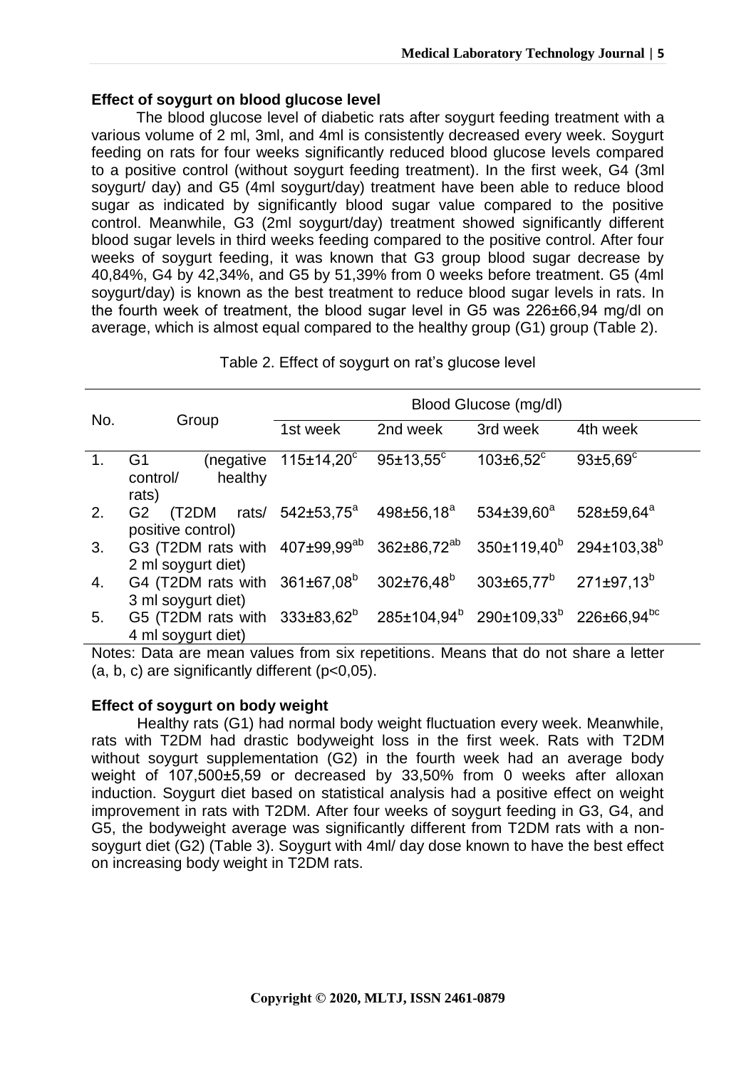## Effect of soygurt on blood glucose level

The blood glucose level of diabetic rats after soygurt feeding treatment with a various volume of 2 ml, 3ml, and 4ml is consistently decreased every week. Soygurt feeding on rats for four weeks significantly reduced blood glucose levels compared to a positive control (without soygurt feeding treatment). In the first week, G4 (3ml soygurt/ day) and G5 (4ml soygurt/day) treatment have been able to reduce blood sugar as indicated by significantly blood sugar value compared to the positive control. Meanwhile, G3 (2ml soygurt/day) treatment showed significantly different blood sugar levels in third weeks feeding compared to the positive control. After four weeks of soygurt feeding, it was known that G3 group blood sugar decrease by 40,84%, G4 by 42,34%, and G5 by 51,39% from 0 weeks before treatment. G5 (4ml soygurt/day) is known as the best treatment to reduce blood sugar levels in rats. In the fourth week of treatment, the blood sugar level in G5 was 226±66,94 mg/dl on average, which is almost equal compared to the healthy group (G1) group (Table 2).

Table 2. Effect of soygurt on rat's glucose level

| No. | Group | Blood Glucose (mg/dl) | | | |
|---|---|---|---|---|---|
| | | 1st week | 2nd week | 3rd week | 4th week |
| 1. | G1 (negative control/ healthy rats) | 115±14,20[c] | 95±13,55[c] | 103±6,52[c] | 93±5,69[c] |
| 2. | G2 (T2DM rats/ positive control) | 542±53,75[a] | 498±56,18[a] | 534±39,60[a] | 528±59,64[a] |
| 3. | G3 (T2DM rats with 2 ml soygurt diet) | 407±99,99[ab] | 362±86,72[ab] | 350±119,40[b] | 294±103,38[b] |
| 4. | G4 (T2DM rats with 3 ml soygurt diet) | 361±67,08[b] | 302±76,48[b] | 303±65,77[b] | 271±97,13[b] |
| 5. | G5 (T2DM rats with 4 ml soygurt diet) | 333±83,62[b] | 285±104,94[b] | 290±109,33[b] | 226±66,94[bc] |

Notes: Data are mean values from six repetitions. Means that do not share a letter (a, b, c) are significantly different ($p<0,05$).

## Effect of soygurt on body weight

Healthy rats (G1) had normal body weight fluctuation every week. Meanwhile, rats with T2DM had drastic bodyweight loss in the first week. Rats with T2DM without soygurt supplementation (G2) in the fourth week had an average body weight of 107,500±5,59 or decreased by 33,50% from 0 weeks after alloxan induction. Soygurt diet based on statistical analysis had a positive effect on weight improvement in rats with T2DM. After four weeks of soygurt feeding in G3, G4, and G5, the bodyweight average was significantly different from T2DM rats with a non-soygurt diet (G2) (Table 3). Soygurt with 4ml/ day dose known to have the best effect on increasing body weight in T2DM rats.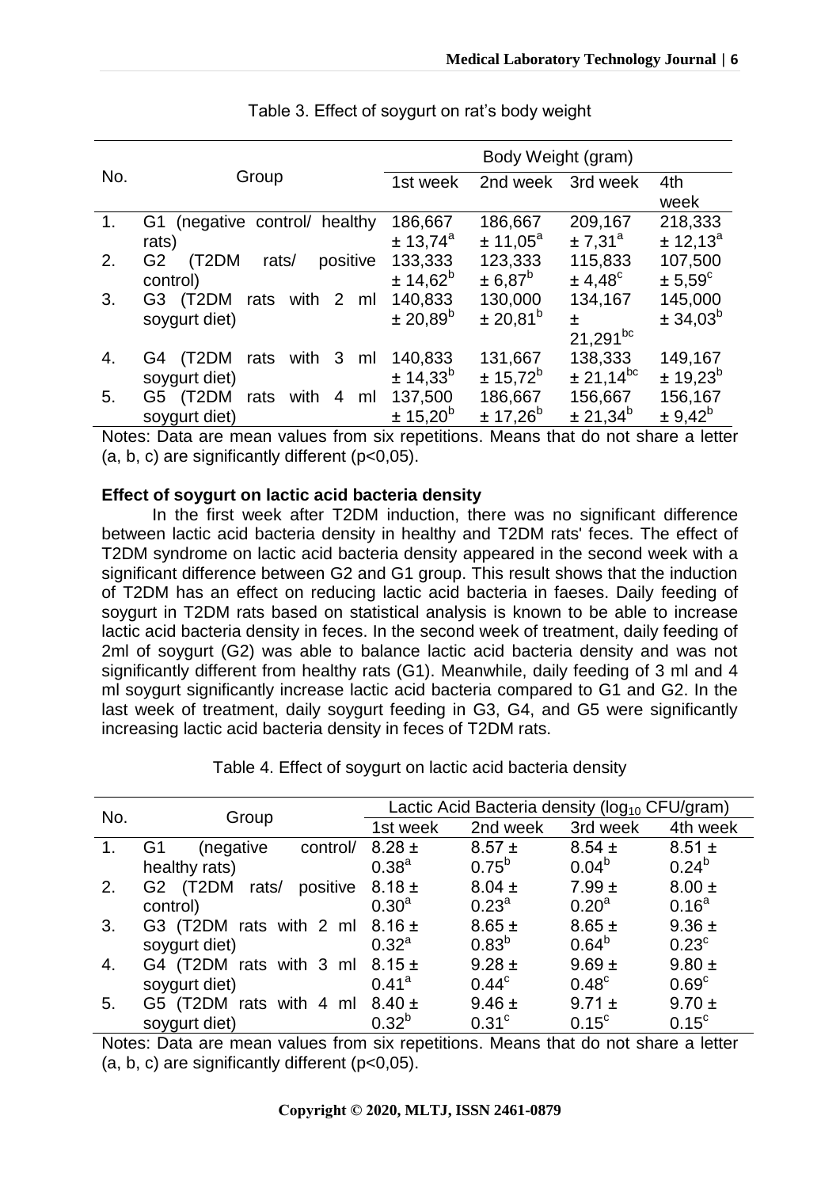Table 3. Effect of soygurt on rat's body weight

| No. | Group | Body Weight (gram) | | | |
|---|---|---|---|---|---|
| | | 1st week | 2nd week | 3rd week | 4th week |
| 1. | G1 (negative control/ healthy rats) | 186,667 ± 13,74$^{a}$ | 186,667 ± 11,05$^{a}$ | 209,167 ± 7,31$^{a}$ | 218,333 ± 12,13$^{a}$ |
| 2. | G2 (T2DM rats/ positive control) | 133,333 ± 14,62$^{b}$ | 123,333 ± 6,87$^{b}$ | 115,833 ± 4,48$^{c}$ | 107,500 ± 5,59$^{c}$ |
| 3. | G3 (T2DM rats with 2 ml soygurt diet) | 140,833 ± 20,89$^{b}$ | 130,000 ± 20,81$^{b}$ | 134,167 ± 21,291$^{bc}$ | 145,000 ± 34,03$^{b}$ |
| 4. | G4 (T2DM rats with 3 ml soygurt diet) | 140,833 ± 14,33$^{b}$ | 131,667 ± 15,72$^{b}$ | 138,333 ± 21,14$^{bc}$ | 149,167 ± 19,23$^{b}$ |
| 5. | G5 (T2DM rats with 4 ml soygurt diet) | 137,500 ± 15,20$^{b}$ | 186,667 ± 17,26$^{b}$ | 156,667 ± 21,34$^{b}$ | 156,167 ± 9,42$^{b}$ |

Notes: Data are mean values from six repetitions. Means that do not share a letter (a, b, c) are significantly different (p<0,05).

**Effect of soygurt on lactic acid bacteria density**

In the first week after T2DM induction, there was no significant difference between lactic acid bacteria density in healthy and T2DM rats' feces. The effect of T2DM syndrome on lactic acid bacteria density appeared in the second week with a significant difference between G2 and G1 group. This result shows that the induction of T2DM has an effect on reducing lactic acid bacteria in faeses. Daily feeding of soygurt in T2DM rats based on statistical analysis is known to be able to increase lactic acid bacteria density in feces. In the second week of treatment, daily feeding of 2ml of soygurt (G2) was able to balance lactic acid bacteria density and was not significantly different from healthy rats (G1). Meanwhile, daily feeding of 3 ml and 4 ml soygurt significantly increase lactic acid bacteria compared to G1 and G2. In the last week of treatment, daily soygurt feeding in G3, G4, and G5 were significantly increasing lactic acid bacteria density in feces of T2DM rats.

Table 4. Effect of soygurt on lactic acid bacteria density

| No. | Group | Lactic Acid Bacteria density ($log_{10}$ CFU/gram) | | | |
|---|---|---|---|---|---|
| | | 1st week | 2nd week | 3rd week | 4th week |
| 1. | G1 (negative control/ healthy rats) | 8.28 ± 0.38$^{a}$ | 8.57 ± 0.75$^{b}$ | 8.54 ± 0.04$^{b}$ | 8.51 ± 0.24$^{b}$ |
| 2. | G2 (T2DM rats/ positive control) | 8.18 ± 0.30$^{a}$ | 8.04 ± 0.23$^{a}$ | 7.99 ± 0.20$^{a}$ | 8.00 ± 0.16$^{a}$ |
| 3. | G3 (T2DM rats with 2 ml soygurt diet) | 8.16 ± 0.32$^{a}$ | 8.65 ± 0.83$^{b}$ | 8.65 ± 0.64$^{b}$ | 9.36 ± 0.23$^{c}$ |
| 4. | G4 (T2DM rats with 3 ml soygurt diet) | 8.15 ± 0.41$^{a}$ | 9.28 ± 0.44$^{c}$ | 9.69 ± 0.48$^{c}$ | 9.80 ± 0.69$^{c}$ |
| 5. | G5 (T2DM rats with 4 ml soygurt diet) | 8.40 ± 0.32$^{b}$ | 9.46 ± 0.31$^{c}$ | 9.71 ± 0.15$^{c}$ | 9.70 ± 0.15$^{c}$ |

Notes: Data are mean values from six repetitions. Means that do not share a letter (a, b, c) are significantly different (p<0,05).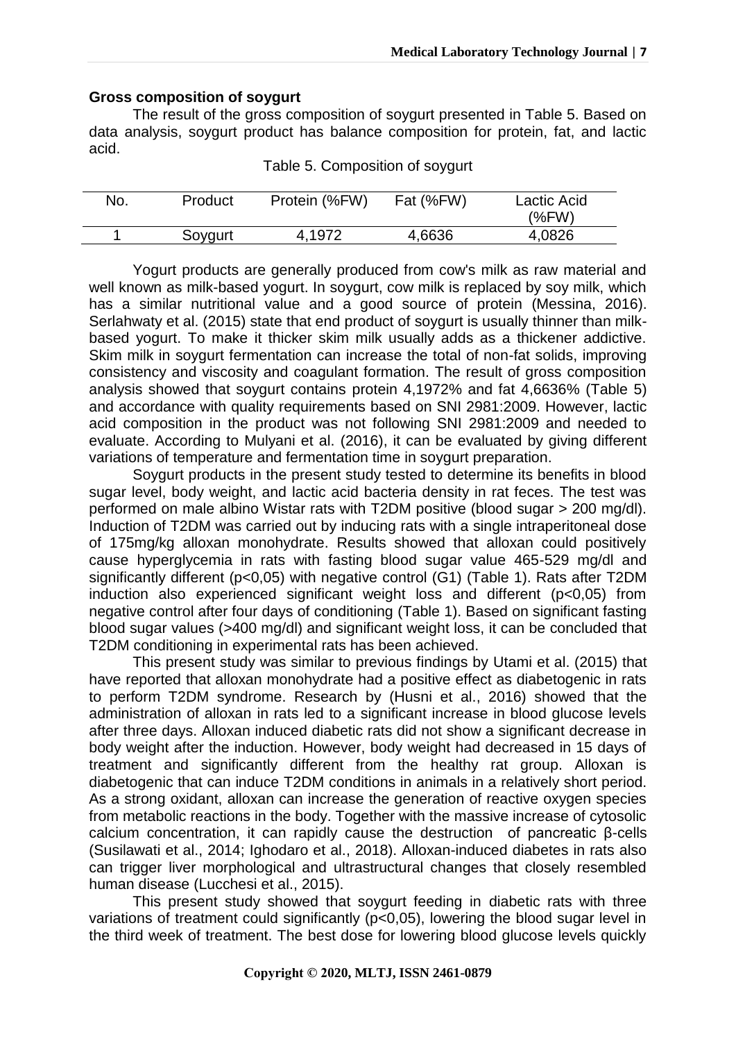### Gross composition of soygurt

The result of the gross composition of soygurt presented in Table 5. Based on data analysis, soygurt product has balance composition for protein, fat, and lactic acid.

Table 5. Composition of soygurt

| No. | Product | Protein (%FW) | Fat (%FW) | Lactic Acid (%FW) |
|---|---|---|---|---|
| 1 | Soygurt | 4,1972 | 4,6636 | 4,0826 |

Yogurt products are generally produced from cow's milk as raw material and well known as milk-based yogurt. In soygurt, cow milk is replaced by soy milk, which has a similar nutritional value and a good source of protein (Messina, 2016). Serlahwaty et al. (2015) state that end product of soygurt is usually thinner than milk-based yogurt. To make it thicker skim milk usually adds as a thickener addictive. Skim milk in soygurt fermentation can increase the total of non-fat solids, improving consistency and viscosity and coagulant formation. The result of gross composition analysis showed that soygurt contains protein 4,1972% and fat 4,6636% (Table 5) and accordance with quality requirements based on SNI 2981:2009. However, lactic acid composition in the product was not following SNI 2981:2009 and needed to evaluate. According to Mulyani et al. (2016), it can be evaluated by giving different variations of temperature and fermentation time in soygurt preparation.

Soygurt products in the present study tested to determine its benefits in blood sugar level, body weight, and lactic acid bacteria density in rat feces. The test was performed on male albino Wistar rats with T2DM positive (blood sugar > 200 mg/dl). Induction of T2DM was carried out by inducing rats with a single intraperitoneal dose of 175mg/kg alloxan monohydrate. Results showed that alloxan could positively cause hyperglycemia in rats with fasting blood sugar value 465-529 mg/dl and significantly different ($p<0,05$) with negative control (G1) (Table 1). Rats after T2DM induction also experienced significant weight loss and different ($p<0,05$) from negative control after four days of conditioning (Table 1). Based on significant fasting blood sugar values (>400 mg/dl) and significant weight loss, it can be concluded that T2DM conditioning in experimental rats has been achieved.

This present study was similar to previous findings by Utami et al. (2015) that have reported that alloxan monohydrate had a positive effect as diabetogenic in rats to perform T2DM syndrome. Research by (Husni et al., 2016) showed that the administration of alloxan in rats led to a significant increase in blood glucose levels after three days. Alloxan induced diabetic rats did not show a significant decrease in body weight after the induction. However, body weight had decreased in 15 days of treatment and significantly different from the healthy rat group. Alloxan is diabetogenic that can induce T2DM conditions in animals in a relatively short period. As a strong oxidant, alloxan can increase the generation of reactive oxygen species from metabolic reactions in the body. Together with the massive increase of cytosolic calcium concentration, it can rapidly cause the destruction of pancreatic β-cells (Susilawati et al., 2014; Ighodaro et al., 2018). Alloxan-induced diabetes in rats also can trigger liver morphological and ultrastructural changes that closely resembled human disease (Lucchesi et al., 2015).

This present study showed that soygurt feeding in diabetic rats with three variations of treatment could significantly ($p<0,05$), lowering the blood sugar level in the third week of treatment. The best dose for lowering blood glucose levels quickly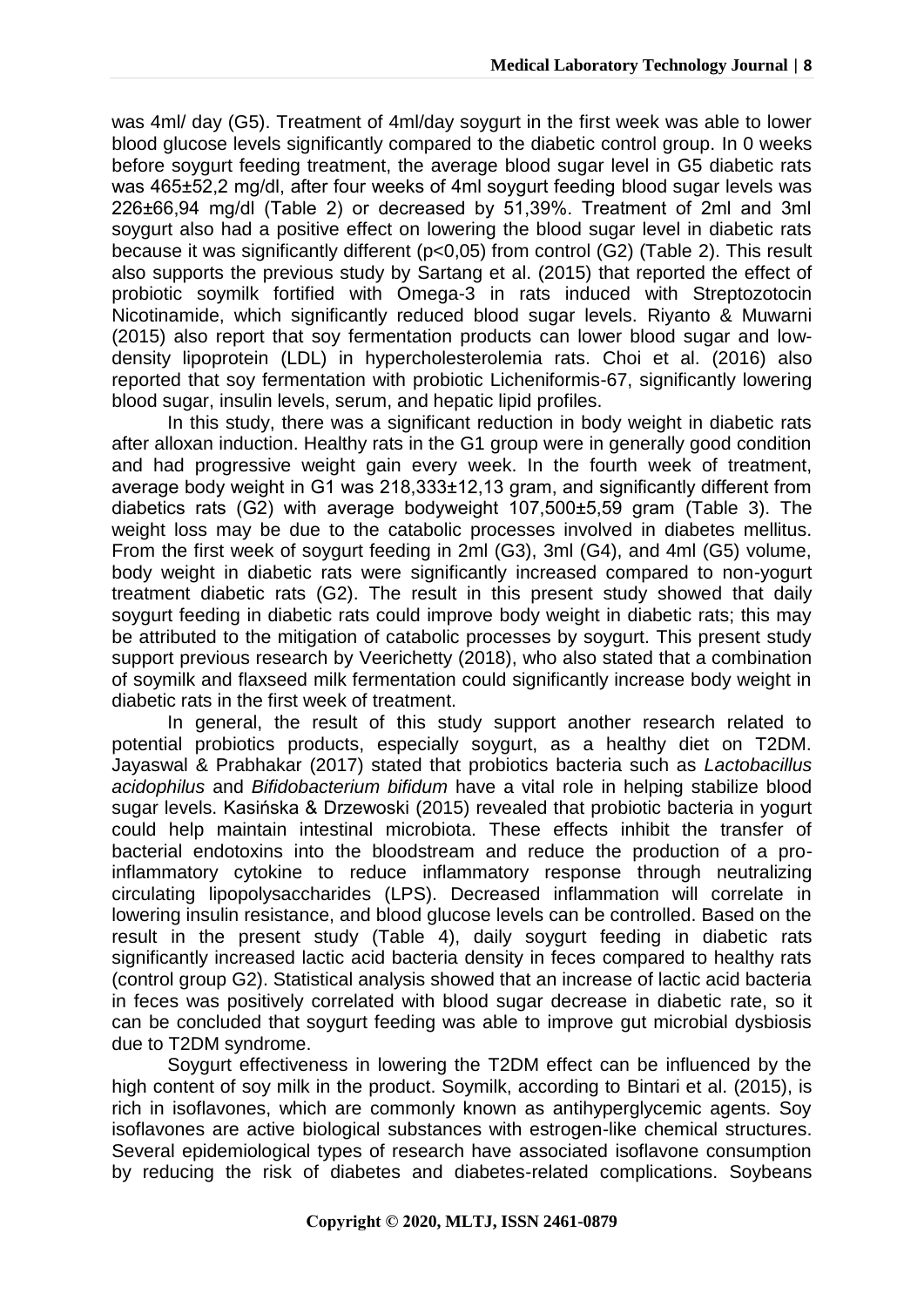was 4ml/ day (G5). Treatment of 4ml/day soygurt in the first week was able to lower blood glucose levels significantly compared to the diabetic control group. In 0 weeks before soygurt feeding treatment, the average blood sugar level in G5 diabetic rats was 465±52,2 mg/dl, after four weeks of 4ml soygurt feeding blood sugar levels was 226±66,94 mg/dl (Table 2) or decreased by 51,39%. Treatment of 2ml and 3ml soygurt also had a positive effect on lowering the blood sugar level in diabetic rats because it was significantly different ($p<0,05$) from control (G2) (Table 2). This result also supports the previous study by Sartang et al. (2015) that reported the effect of probiotic soymilk fortified with Omega-3 in rats induced with Streptozotocin Nicotinamide, which significantly reduced blood sugar levels. Riyanto & Muwarni (2015) also report that soy fermentation products can lower blood sugar and low-density lipoprotein (LDL) in hypercholesterolemia rats. Choi et al. (2016) also reported that soy fermentation with probiotic Licheniformis-67, significantly lowering blood sugar, insulin levels, serum, and hepatic lipid profiles.

In this study, there was a significant reduction in body weight in diabetic rats after alloxan induction. Healthy rats in the G1 group were in generally good condition and had progressive weight gain every week. In the fourth week of treatment, average body weight in G1 was 218,333±12,13 gram, and significantly different from diabetics rats (G2) with average bodyweight 107,500±5,59 gram (Table 3). The weight loss may be due to the catabolic processes involved in diabetes mellitus. From the first week of soygurt feeding in 2ml (G3), 3ml (G4), and 4ml (G5) volume, body weight in diabetic rats were significantly increased compared to non-yogurt treatment diabetic rats (G2). The result in this present study showed that daily soygurt feeding in diabetic rats could improve body weight in diabetic rats; this may be attributed to the mitigation of catabolic processes by soygurt. This present study support previous research by Veerichetty (2018), who also stated that a combination of soymilk and flaxseed milk fermentation could significantly increase body weight in diabetic rats in the first week of treatment.

In general, the result of this study support another research related to potential probiotics products, especially soygurt, as a healthy diet on T2DM. Jayaswal & Prabhakar (2017) stated that probiotics bacteria such as *Lactobacillus acidophilus* and *Bifidobacterium bifidum* have a vital role in helping stabilize blood sugar levels. Kasińska & Drzewoski (2015) revealed that probiotic bacteria in yogurt could help maintain intestinal microbiota. These effects inhibit the transfer of bacterial endotoxins into the bloodstream and reduce the production of a pro-inflammatory cytokine to reduce inflammatory response through neutralizing circulating lipopolysaccharides (LPS). Decreased inflammation will correlate in lowering insulin resistance, and blood glucose levels can be controlled. Based on the result in the present study (Table 4), daily soygurt feeding in diabetic rats significantly increased lactic acid bacteria density in feces compared to healthy rats (control group G2). Statistical analysis showed that an increase of lactic acid bacteria in feces was positively correlated with blood sugar decrease in diabetic rate, so it can be concluded that soygurt feeding was able to improve gut microbial dysbiosis due to T2DM syndrome.

Soygurt effectiveness in lowering the T2DM effect can be influenced by the high content of soy milk in the product. Soymilk, according to Bintari et al. (2015), is rich in isoflavones, which are commonly known as antihyperglycemic agents. Soy isoflavones are active biological substances with estrogen-like chemical structures. Several epidemiological types of research have associated isoflavone consumption by reducing the risk of diabetes and diabetes-related complications. Soybeans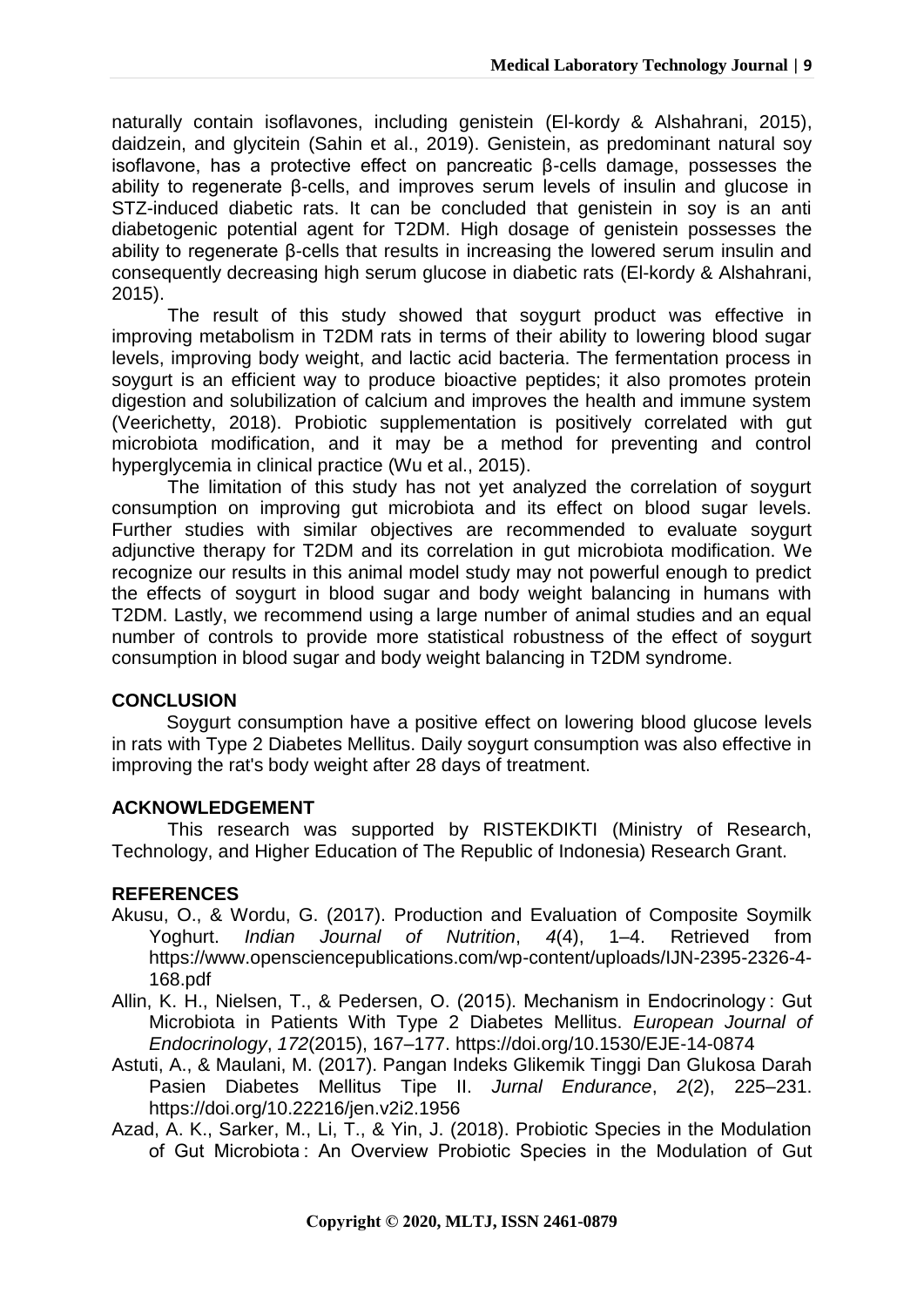naturally contain isoflavones, including genistein (El-kordy & Alshahrani, 2015), daidzein, and glycitein (Sahin et al., 2019). Genistein, as predominant natural soy isoflavone, has a protective effect on pancreatic β-cells damage, possesses the ability to regenerate β-cells, and improves serum levels of insulin and glucose in STZ-induced diabetic rats. It can be concluded that genistein in soy is an anti diabetogenic potential agent for T2DM. High dosage of genistein possesses the ability to regenerate β-cells that results in increasing the lowered serum insulin and consequently decreasing high serum glucose in diabetic rats (El-kordy & Alshahrani, 2015).

The result of this study showed that soygurt product was effective in improving metabolism in T2DM rats in terms of their ability to lowering blood sugar levels, improving body weight, and lactic acid bacteria. The fermentation process in soygurt is an efficient way to produce bioactive peptides; it also promotes protein digestion and solubilization of calcium and improves the health and immune system (Veerichetty, 2018). Probiotic supplementation is positively correlated with gut microbiota modification, and it may be a method for preventing and control hyperglycemia in clinical practice (Wu et al., 2015).

The limitation of this study has not yet analyzed the correlation of soygurt consumption on improving gut microbiota and its effect on blood sugar levels. Further studies with similar objectives are recommended to evaluate soygurt adjunctive therapy for T2DM and its correlation in gut microbiota modification. We recognize our results in this animal model study may not powerful enough to predict the effects of soygurt in blood sugar and body weight balancing in humans with T2DM. Lastly, we recommend using a large number of animal studies and an equal number of controls to provide more statistical robustness of the effect of soygurt consumption in blood sugar and body weight balancing in T2DM syndrome.

## CONCLUSION

Soygurt consumption have a positive effect on lowering blood glucose levels in rats with Type 2 Diabetes Mellitus. Daily soygurt consumption was also effective in improving the rat's body weight after 28 days of treatment.

## ACKNOWLEDGEMENT

This research was supported by RISTEKDIKTI (Ministry of Research, Technology, and Higher Education of The Republic of Indonesia) Research Grant.

## REFERENCES

Akusu, O., & Wordu, G. (2017). Production and Evaluation of Composite Soymilk Yoghurt. *Indian Journal of Nutrition*, *4*(4), 1–4. Retrieved from https://www.opensciencepublications.com/wp-content/uploads/IJN-2395-2326-4-168.pdf

Allin, K. H., Nielsen, T., & Pedersen, O. (2015). Mechanism in Endocrinology : Gut Microbiota in Patients With Type 2 Diabetes Mellitus. *European Journal of Endocrinology*, *172*(2015), 167–177. https://doi.org/10.1530/EJE-14-0874

Astuti, A., & Maulani, M. (2017). Pangan Indeks Glikemik Tinggi Dan Glukosa Darah Pasien Diabetes Mellitus Tipe II. *Jurnal Endurance*, *2*(2), 225–231. https://doi.org/10.22216/jen.v2i2.1956

Azad, A. K., Sarker, M., Li, T., & Yin, J. (2018). Probiotic Species in the Modulation of Gut Microbiota : An Overview Probiotic Species in the Modulation of Gut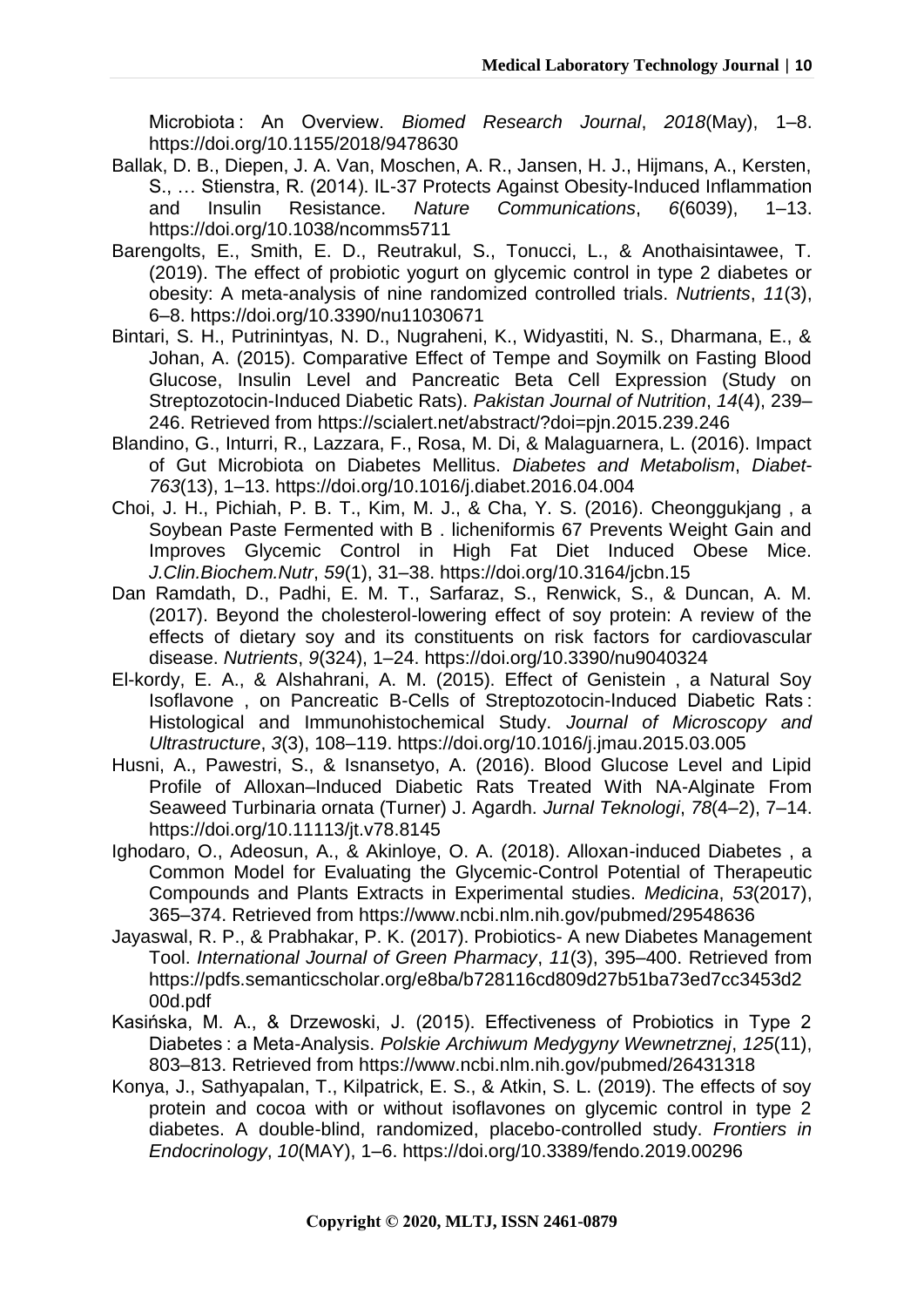Microbiota : An Overview. *Biomed Research Journal*, *2018*(May), 1–8. https://doi.org/10.1155/2018/9478630

Ballak, D. B., Diepen, J. A. Van, Moschen, A. R., Jansen, H. J., Hijmans, A., Kersten, S., … Stienstra, R. (2014). IL-37 Protects Against Obesity-Induced Inflammation and Insulin Resistance. *Nature Communications*, *6*(6039), 1–13. https://doi.org/10.1038/ncomms5711

Barengolts, E., Smith, E. D., Reutrakul, S., Tonucci, L., & Anothaisintawee, T. (2019). The effect of probiotic yogurt on glycemic control in type 2 diabetes or obesity: A meta-analysis of nine randomized controlled trials. *Nutrients*, *11*(3), 6–8. https://doi.org/10.3390/nu11030671

Bintari, S. H., Putrinintyas, N. D., Nugraheni, K., Widyastiti, N. S., Dharmana, E., & Johan, A. (2015). Comparative Effect of Tempe and Soymilk on Fasting Blood Glucose, Insulin Level and Pancreatic Beta Cell Expression (Study on Streptozotocin-Induced Diabetic Rats). *Pakistan Journal of Nutrition*, *14*(4), 239–246. Retrieved from https://scialert.net/abstract/?doi=pjn.2015.239.246

Blandino, G., Inturri, R., Lazzara, F., Rosa, M. Di, & Malaguarnera, L. (2016). Impact of Gut Microbiota on Diabetes Mellitus. *Diabetes and Metabolism*, *Diabet-763*(13), 1–13. https://doi.org/10.1016/j.diabet.2016.04.004

Choi, J. H., Pichiah, P. B. T., Kim, M. J., & Cha, Y. S. (2016). Cheonggukjang , a Soybean Paste Fermented with B . licheniformis 67 Prevents Weight Gain and Improves Glycemic Control in High Fat Diet Induced Obese Mice. *J.Clin.Biochem.Nutr*, *59*(1), 31–38. https://doi.org/10.3164/jcbn.15

Dan Ramdath, D., Padhi, E. M. T., Sarfaraz, S., Renwick, S., & Duncan, A. M. (2017). Beyond the cholesterol-lowering effect of soy protein: A review of the effects of dietary soy and its constituents on risk factors for cardiovascular disease. *Nutrients*, *9*(324), 1–24. https://doi.org/10.3390/nu9040324

El-kordy, E. A., & Alshahrani, A. M. (2015). Effect of Genistein , a Natural Soy Isoflavone , on Pancreatic B-Cells of Streptozotocin-Induced Diabetic Rats : Histological and Immunohistochemical Study. *Journal of Microscopy and Ultrastructure*, *3*(3), 108–119. https://doi.org/10.1016/j.jmau.2015.03.005

Husni, A., Pawestri, S., & Isnansetyo, A. (2016). Blood Glucose Level and Lipid Profile of Alloxan–Induced Diabetic Rats Treated With NA-Alginate From Seaweed Turbinaria ornata (Turner) J. Agardh. *Jurnal Teknologi*, *78*(4–2), 7–14. https://doi.org/10.11113/jt.v78.8145

Ighodaro, O., Adeosun, A., & Akinloye, O. A. (2018). Alloxan-induced Diabetes , a Common Model for Evaluating the Glycemic-Control Potential of Therapeutic Compounds and Plants Extracts in Experimental studies. *Medicina*, *53*(2017), 365–374. Retrieved from https://www.ncbi.nlm.nih.gov/pubmed/29548636

Jayaswal, R. P., & Prabhakar, P. K. (2017). Probiotics- A new Diabetes Management Tool. *International Journal of Green Pharmacy*, *11*(3), 395–400. Retrieved from https://pdfs.semanticscholar.org/e8ba/b728116cd809d27b51ba73ed7cc3453d200d.pdf

Kasińska, M. A., & Drzewoski, J. (2015). Effectiveness of Probiotics in Type 2 Diabetes : a Meta-Analysis. *Polskie Archiwum Medygyny Wewnetrznej*, *125*(11), 803–813. Retrieved from https://www.ncbi.nlm.nih.gov/pubmed/26431318

Konya, J., Sathyapalan, T., Kilpatrick, E. S., & Atkin, S. L. (2019). The effects of soy protein and cocoa with or without isoflavones on glycemic control in type 2 diabetes. A double-blind, randomized, placebo-controlled study. *Frontiers in Endocrinology*, *10*(MAY), 1–6. https://doi.org/10.3389/fendo.2019.00296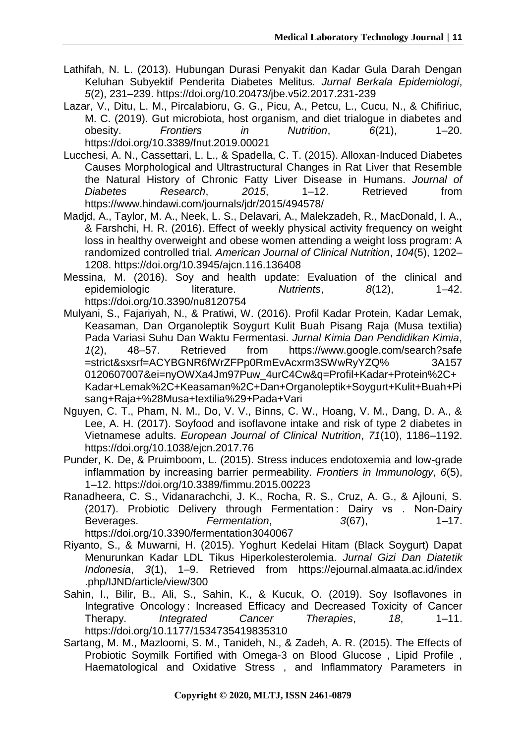Lathifah, N. L. (2013). Hubungan Durasi Penyakit dan Kadar Gula Darah Dengan Keluhan Subyektif Penderita Diabetes Melitus. *Jurnal Berkala Epidemiologi*, *5*(2), 231–239. https://doi.org/10.20473/jbe.v5i2.2017.231-239

Lazar, V., Ditu, L. M., Pircalabioru, G. G., Picu, A., Petcu, L., Cucu, N., & Chifiriuc, M. C. (2019). Gut microbiota, host organism, and diet trialogue in diabetes and obesity. *Frontiers in Nutrition*, *6*(21), 1–20. https://doi.org/10.3389/fnut.2019.00021

Lucchesi, A. N., Cassettari, L. L., & Spadella, C. T. (2015). Alloxan-Induced Diabetes Causes Morphological and Ultrastructural Changes in Rat Liver that Resemble the Natural History of Chronic Fatty Liver Disease in Humans. *Journal of Diabetes Research*, *2015*, 1–12. Retrieved from https://www.hindawi.com/journals/jdr/2015/494578/

Madjd, A., Taylor, M. A., Neek, L. S., Delavari, A., Malekzadeh, R., MacDonald, I. A., & Farshchi, H. R. (2016). Effect of weekly physical activity frequency on weight loss in healthy overweight and obese women attending a weight loss program: A randomized controlled trial. *American Journal of Clinical Nutrition*, *104*(5), 1202–1208. https://doi.org/10.3945/ajcn.116.136408

Messina, M. (2016). Soy and health update: Evaluation of the clinical and epidemiologic literature. *Nutrients*, *8*(12), 1–42. https://doi.org/10.3390/nu8120754

Mulyani, S., Fajariyah, N., & Pratiwi, W. (2016). Profil Kadar Protein, Kadar Lemak, Keasaman, Dan Organoleptik Soygurt Kulit Buah Pisang Raja (Musa textilia) Pada Variasi Suhu Dan Waktu Fermentasi. *Jurnal Kimia Dan Pendidikan Kimia*, *1*(2), 48–57. Retrieved from https://www.google.com/search?safe=strict&sxsrf=ACYBGNR6fWrZFPp0RmEvAcxrm3SWwRyYZQ% 3A157 0120607007&ei=nyOWXa4Jm97Puw_4urC4Cw&q=Profil+Kadar+Protein%2C+Kadar+Lemak%2C+Keasaman%2C+Dan+Organoleptik+Soygurt+Kulit+Buah+Pisang+Raja+%28Musa+textilia%29+Pada+Vari

Nguyen, C. T., Pham, N. M., Do, V. V., Binns, C. W., Hoang, V. M., Dang, D. A., & Lee, A. H. (2017). Soyfood and isoflavone intake and risk of type 2 diabetes in Vietnamese adults. *European Journal of Clinical Nutrition*, *71*(10), 1186–1192. https://doi.org/10.1038/ejcn.2017.76

Punder, K. De, & Pruimboom, L. (2015). Stress induces endotoxemia and low-grade inflammation by increasing barrier permeability. *Frontiers in Immunology*, *6*(5), 1–12. https://doi.org/10.3389/fimmu.2015.00223

Ranadheera, C. S., Vidanarachchi, J. K., Rocha, R. S., Cruz, A. G., & Ajlouni, S. (2017). Probiotic Delivery through Fermentation : Dairy vs . Non-Dairy Beverages. *Fermentation*, *3*(67), 1–17. https://doi.org/10.3390/fermentation3040067

Riyanto, S., & Muwarni, H. (2015). Yoghurt Kedelai Hitam (Black Soygurt) Dapat Menurunkan Kadar LDL Tikus Hiperkolesterolemia. *Jurnal Gizi Dan Diatetik Indonesia*, *3*(1), 1–9. Retrieved from https://ejournal.almaata.ac.id/index.php/IJND/article/view/300

Sahin, I., Bilir, B., Ali, S., Sahin, K., & Kucuk, O. (2019). Soy Isoflavones in Integrative Oncology : Increased Efficacy and Decreased Toxicity of Cancer Therapy. *Integrated Cancer Therapies*, *18*, 1–11. https://doi.org/10.1177/1534735419835310

Sartang, M. M., Mazloomi, S. M., Tanideh, N., & Zadeh, A. R. (2015). The Effects of Probiotic Soymilk Fortified with Omega-3 on Blood Glucose , Lipid Profile , Haematological and Oxidative Stress , and Inflammatory Parameters in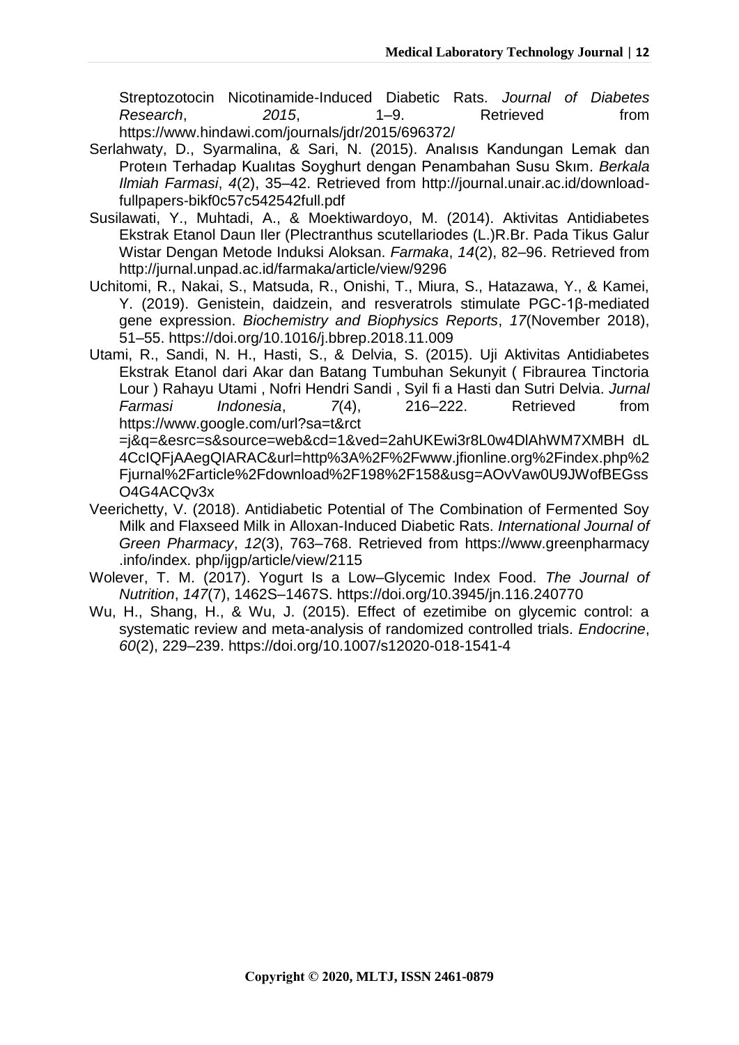Streptozotocin Nicotinamide-Induced Diabetic Rats. *Journal of Diabetes Research*, *2015*, 1–9. Retrieved from https://www.hindawi.com/journals/jdr/2015/696372/

Serlahwaty, D., Syarmalina, & Sari, N. (2015). Analısıs Kandungan Lemak dan Proteın Terhadap Kualıtas Soyghurt dengan Penambahan Susu Skım. *Berkala Ilmiah Farmasi*, *4*(2), 35–42. Retrieved from http://journal.unair.ac.id/download-fullpapers-bikf0c57c542542full.pdf

Susilawati, Y., Muhtadi, A., & Moektiwardoyo, M. (2014). Aktivitas Antidiabetes Ekstrak Etanol Daun Iler (Plectranthus scutellariodes (L.)R.Br. Pada Tikus Galur Wistar Dengan Metode Induksi Aloksan. *Farmaka*, *14*(2), 82–96. Retrieved from http://jurnal.unpad.ac.id/farmaka/article/view/9296

Uchitomi, R., Nakai, S., Matsuda, R., Onishi, T., Miura, S., Hatazawa, Y., & Kamei, Y. (2019). Genistein, daidzein, and resveratrols stimulate PGC-1β-mediated gene expression. *Biochemistry and Biophysics Reports*, *17*(November 2018), 51–55. https://doi.org/10.1016/j.bbrep.2018.11.009

Utami, R., Sandi, N. H., Hasti, S., & Delvia, S. (2015). Uji Aktivitas Antidiabetes Ekstrak Etanol dari Akar dan Batang Tumbuhan Sekunyit ( Fibraurea Tinctoria Lour ) Rahayu Utami , Nofri Hendri Sandi , Syil fi a Hasti dan Sutri Delvia. *Jurnal Farmasi Indonesia*, *7*(4), 216–222. Retrieved from https://www.google.com/url?sa=t&rct =j&q=&esrc=s&source=web&cd=1&ved=2ahUKEwi3r8L0w4DlAhWM7XMBH dL4CcIQFjAAegQIARAC&url=http%3A%2F%2Fwww.jfionline.org%2Findex.php%2Fjurnal%2Farticle%2Fdownload%2F198%2F158&usg=AOvVaw0U9JWofBEGssO4G4ACQv3x

Veerichetty, V. (2018). Antidiabetic Potential of The Combination of Fermented Soy Milk and Flaxseed Milk in Alloxan-Induced Diabetic Rats. *International Journal of Green Pharmacy*, *12*(3), 763–768. Retrieved from https://www.greenpharmacy .info/index. php/ijgp/article/view/2115

Wolever, T. M. (2017). Yogurt Is a Low–Glycemic Index Food. *The Journal of Nutrition*, *147*(7), 1462S–1467S. https://doi.org/10.3945/jn.116.240770

Wu, H., Shang, H., & Wu, J. (2015). Effect of ezetimibe on glycemic control: a systematic review and meta-analysis of randomized controlled trials. *Endocrine*, *60*(2), 229–239. https://doi.org/10.1007/s12020-018-1541-4